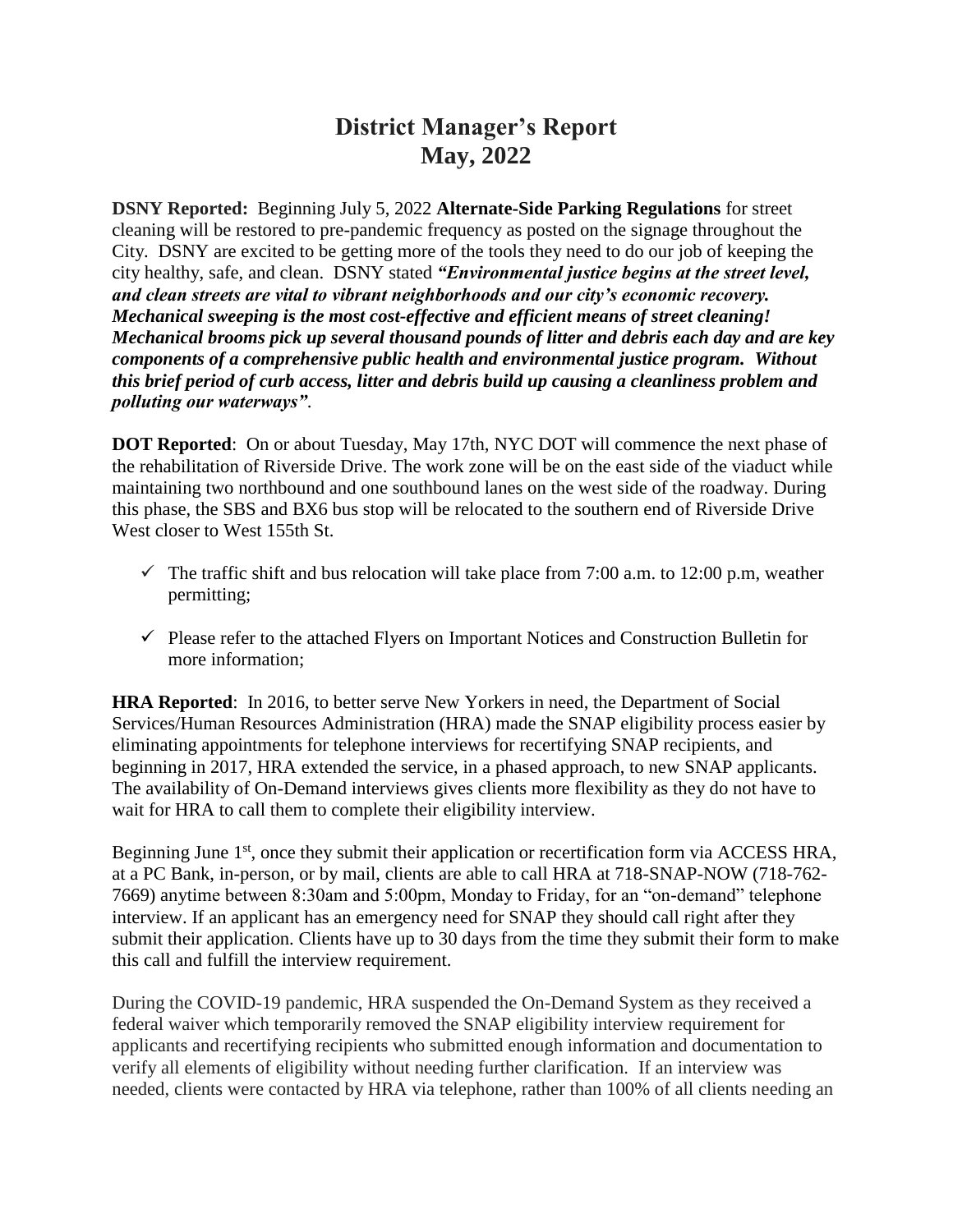# District Manager's Report
# May, 2022

**DSNY Reported:** Beginning July 5, 2022 **Alternate-Side Parking Regulations** for street cleaning will be restored to pre-pandemic frequency as posted on the signage throughout the City. DSNY are excited to be getting more of the tools they need to do our job of keeping the city healthy, safe, and clean. DSNY stated ***"Environmental justice begins at the street level, and clean streets are vital to vibrant neighborhoods and our city's economic recovery. Mechanical sweeping is the most cost-effective and efficient means of street cleaning! Mechanical brooms pick up several thousand pounds of litter and debris each day and are key components of a comprehensive public health and environmental justice program. Without this brief period of curb access, litter and debris build up causing a cleanliness problem and polluting our waterways"***.

**DOT Reported**: On or about Tuesday, May 17th, NYC DOT will commence the next phase of the rehabilitation of Riverside Drive. The work zone will be on the east side of the viaduct while maintaining two northbound and one southbound lanes on the west side of the roadway. During this phase, the SBS and BX6 bus stop will be relocated to the southern end of Riverside Drive West closer to West 155th St.

- ✓ The traffic shift and bus relocation will take place from 7:00 a.m. to 12:00 p.m, weather permitting;
- ✓ Please refer to the attached Flyers on Important Notices and Construction Bulletin for more information;

**HRA Reported**: In 2016, to better serve New Yorkers in need, the Department of Social Services/Human Resources Administration (HRA) made the SNAP eligibility process easier by eliminating appointments for telephone interviews for recertifying SNAP recipients, and beginning in 2017, HRA extended the service, in a phased approach, to new SNAP applicants. The availability of On-Demand interviews gives clients more flexibility as they do not have to wait for HRA to call them to complete their eligibility interview.

Beginning June 1st, once they submit their application or recertification form via ACCESS HRA, at a PC Bank, in-person, or by mail, clients are able to call HRA at 718-SNAP-NOW (718-762-7669) anytime between 8:30am and 5:00pm, Monday to Friday, for an "on-demand" telephone interview. If an applicant has an emergency need for SNAP they should call right after they submit their application. Clients have up to 30 days from the time they submit their form to make this call and fulfill the interview requirement.

During the COVID-19 pandemic, HRA suspended the On-Demand System as they received a federal waiver which temporarily removed the SNAP eligibility interview requirement for applicants and recertifying recipients who submitted enough information and documentation to verify all elements of eligibility without needing further clarification. If an interview was needed, clients were contacted by HRA via telephone, rather than 100% of all clients needing an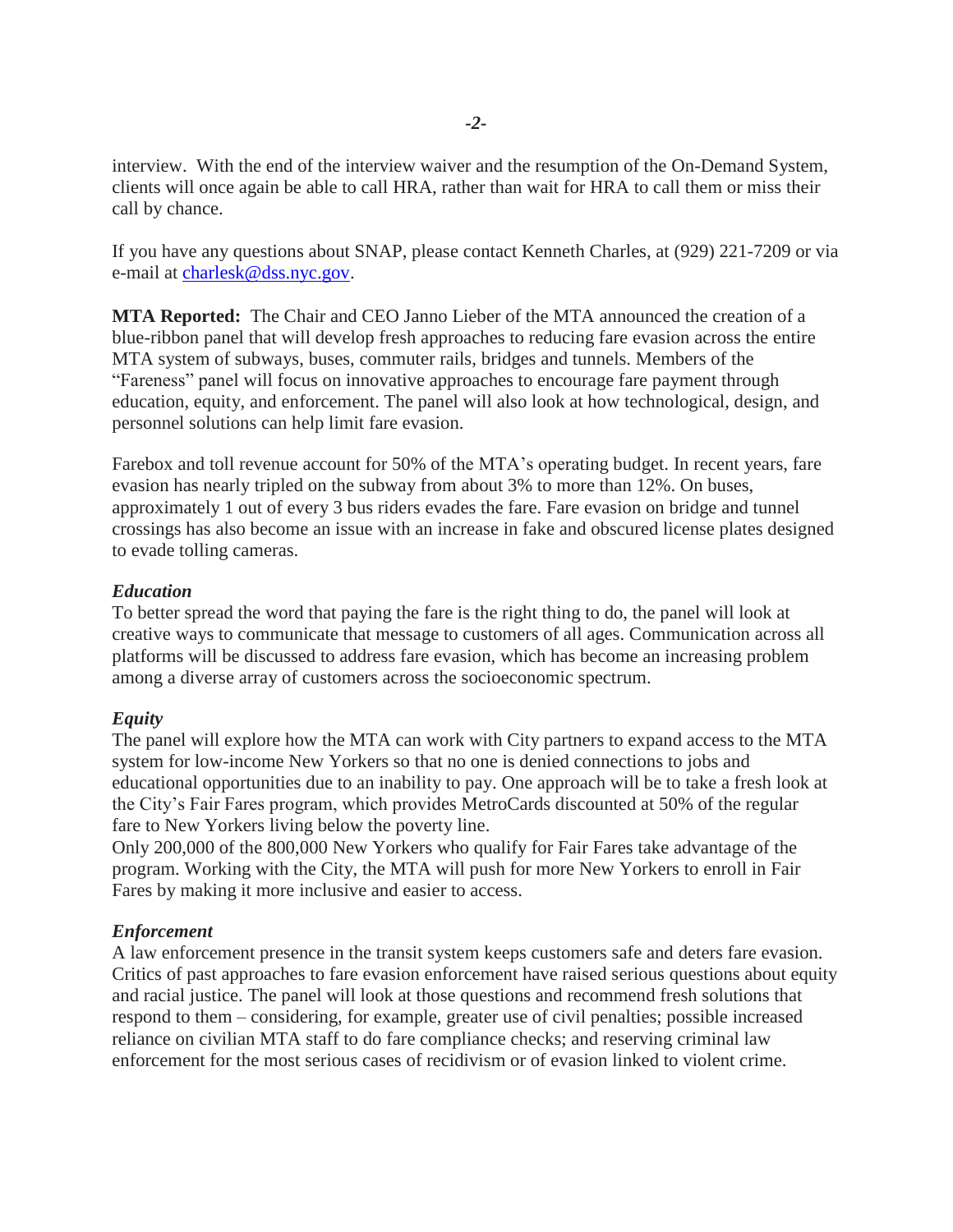interview. With the end of the interview waiver and the resumption of the On-Demand System, clients will once again be able to call HRA, rather than wait for HRA to call them or miss their call by chance.

If you have any questions about SNAP, please contact Kenneth Charles, at (929) 221-7209 or via e-mail at charlesk@dss.nyc.gov.

**MTA Reported:** The Chair and CEO Janno Lieber of the MTA announced the creation of a blue-ribbon panel that will develop fresh approaches to reducing fare evasion across the entire MTA system of subways, buses, commuter rails, bridges and tunnels. Members of the "Fareness" panel will focus on innovative approaches to encourage fare payment through education, equity, and enforcement. The panel will also look at how technological, design, and personnel solutions can help limit fare evasion.

Farebox and toll revenue account for 50% of the MTA's operating budget. In recent years, fare evasion has nearly tripled on the subway from about 3% to more than 12%. On buses, approximately 1 out of every 3 bus riders evades the fare. Fare evasion on bridge and tunnel crossings has also become an issue with an increase in fake and obscured license plates designed to evade tolling cameras.

***Education***

To better spread the word that paying the fare is the right thing to do, the panel will look at creative ways to communicate that message to customers of all ages. Communication across all platforms will be discussed to address fare evasion, which has become an increasing problem among a diverse array of customers across the socioeconomic spectrum.

***Equity***

The panel will explore how the MTA can work with City partners to expand access to the MTA system for low-income New Yorkers so that no one is denied connections to jobs and educational opportunities due to an inability to pay. One approach will be to take a fresh look at the City's Fair Fares program, which provides MetroCards discounted at 50% of the regular fare to New Yorkers living below the poverty line.

Only 200,000 of the 800,000 New Yorkers who qualify for Fair Fares take advantage of the program. Working with the City, the MTA will push for more New Yorkers to enroll in Fair Fares by making it more inclusive and easier to access.

***Enforcement***

A law enforcement presence in the transit system keeps customers safe and deters fare evasion. Critics of past approaches to fare evasion enforcement have raised serious questions about equity and racial justice. The panel will look at those questions and recommend fresh solutions that respond to them – considering, for example, greater use of civil penalties; possible increased reliance on civilian MTA staff to do fare compliance checks; and reserving criminal law enforcement for the most serious cases of recidivism or of evasion linked to violent crime.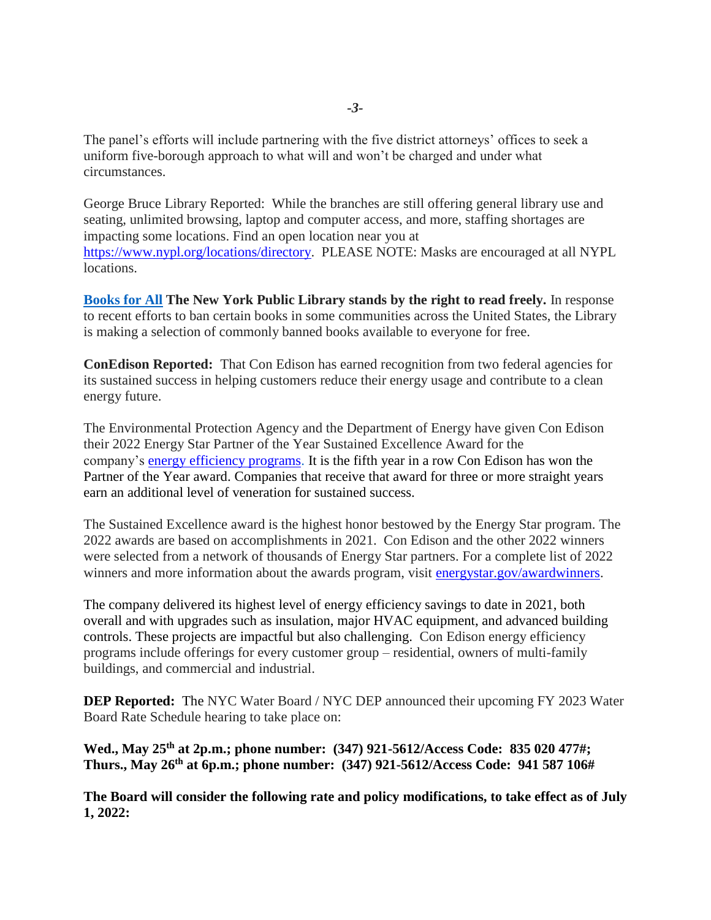The panel's efforts will include partnering with the five district attorneys' offices to seek a uniform five-borough approach to what will and won't be charged and under what circumstances.

George Bruce Library Reported: While the branches are still offering general library use and seating, unlimited browsing, laptop and computer access, and more, staffing shortages are impacting some locations. Find an open location near you at https://www.nypl.org/locations/directory. PLEASE NOTE: Masks are encouraged at all NYPL locations.

**Books for All The New York Public Library stands by the right to read freely.** In response to recent efforts to ban certain books in some communities across the United States, the Library is making a selection of commonly banned books available to everyone for free.

**ConEdison Reported:** That Con Edison has earned recognition from two federal agencies for its sustained success in helping customers reduce their energy usage and contribute to a clean energy future.

The Environmental Protection Agency and the Department of Energy have given Con Edison their 2022 Energy Star Partner of the Year Sustained Excellence Award for the company's energy efficiency programs. It is the fifth year in a row Con Edison has won the Partner of the Year award. Companies that receive that award for three or more straight years earn an additional level of veneration for sustained success.

The Sustained Excellence award is the highest honor bestowed by the Energy Star program. The 2022 awards are based on accomplishments in 2021. Con Edison and the other 2022 winners were selected from a network of thousands of Energy Star partners. For a complete list of 2022 winners and more information about the awards program, visit energystar.gov/awardwinners.

The company delivered its highest level of energy efficiency savings to date in 2021, both overall and with upgrades such as insulation, major HVAC equipment, and advanced building controls. These projects are impactful but also challenging. Con Edison energy efficiency programs include offerings for every customer group – residential, owners of multi-family buildings, and commercial and industrial.

**DEP Reported:** The NYC Water Board / NYC DEP announced their upcoming FY 2023 Water Board Rate Schedule hearing to take place on:

**Wed., May 25th at 2p.m.; phone number: (347) 921-5612/Access Code: 835 020 477#;**
**Thurs., May 26th at 6p.m.; phone number: (347) 921-5612/Access Code: 941 587 106#**

**The Board will consider the following rate and policy modifications, to take effect as of July 1, 2022:**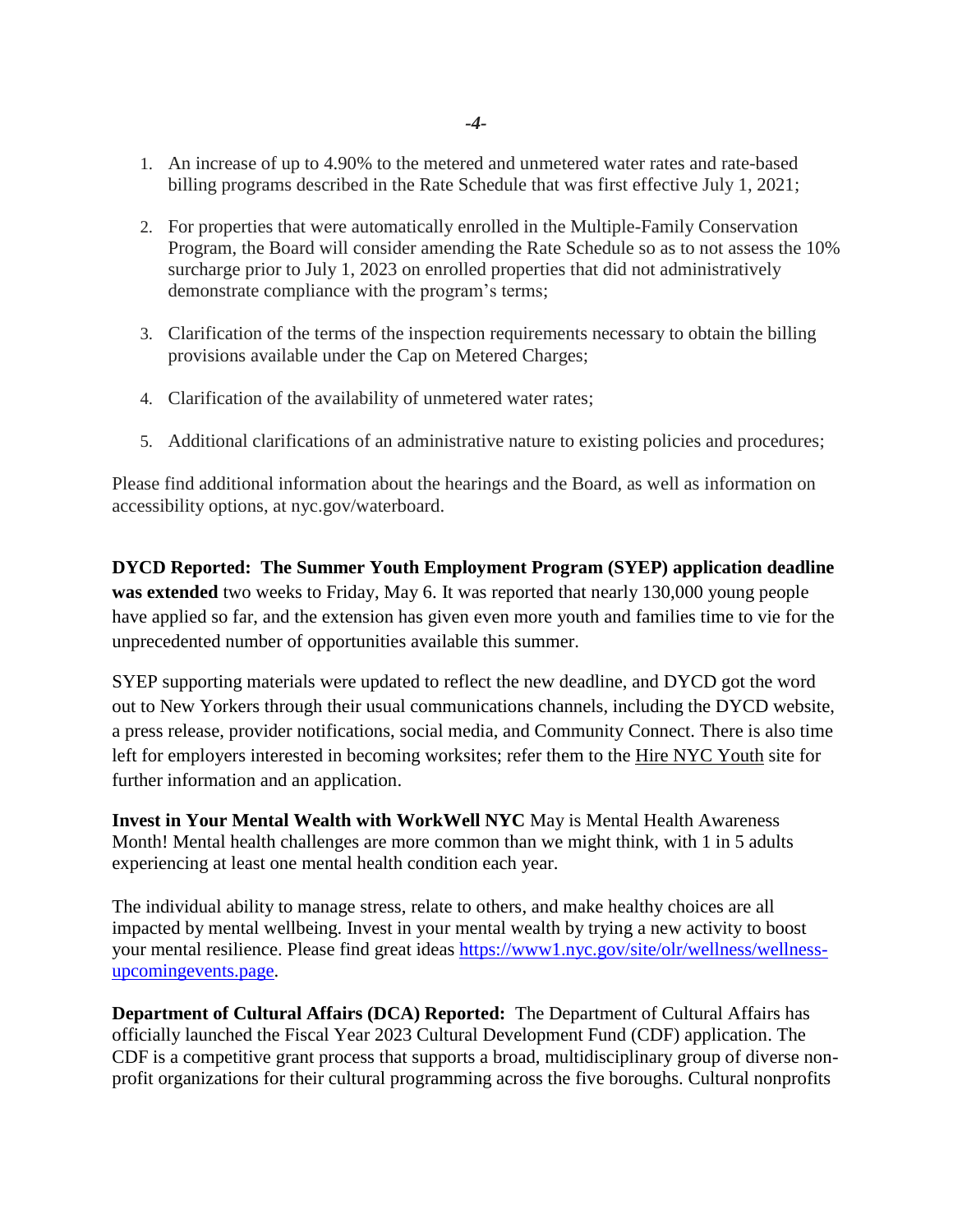1. An increase of up to 4.90% to the metered and unmetered water rates and rate-based billing programs described in the Rate Schedule that was first effective July 1, 2021;

2. For properties that were automatically enrolled in the Multiple-Family Conservation Program, the Board will consider amending the Rate Schedule so as to not assess the 10% surcharge prior to July 1, 2023 on enrolled properties that did not administratively demonstrate compliance with the program's terms;

3. Clarification of the terms of the inspection requirements necessary to obtain the billing provisions available under the Cap on Metered Charges;

4. Clarification of the availability of unmetered water rates;

5. Additional clarifications of an administrative nature to existing policies and procedures;

Please find additional information about the hearings and the Board, as well as information on accessibility options, at nyc.gov/waterboard.

**DYCD Reported: The Summer Youth Employment Program (SYEP) application deadline was extended** two weeks to Friday, May 6. It was reported that nearly 130,000 young people have applied so far, and the extension has given even more youth and families time to vie for the unprecedented number of opportunities available this summer.

SYEP supporting materials were updated to reflect the new deadline, and DYCD got the word out to New Yorkers through their usual communications channels, including the DYCD website, a press release, provider notifications, social media, and Community Connect. There is also time left for employers interested in becoming worksites; refer them to the Hire NYC Youth site for further information and an application.

**Invest in Your Mental Wealth with WorkWell NYC** May is Mental Health Awareness Month! Mental health challenges are more common than we might think, with 1 in 5 adults experiencing at least one mental health condition each year.

The individual ability to manage stress, relate to others, and make healthy choices are all impacted by mental wellbeing. Invest in your mental wealth by trying a new activity to boost your mental resilience. Please find great ideas [https://www1.nyc.gov/site/olr/wellness/wellness-upcomingevents.page](https://www1.nyc.gov/site/olr/wellness/wellness-upcomingevents.page).

**Department of Cultural Affairs (DCA) Reported:** The Department of Cultural Affairs has officially launched the Fiscal Year 2023 Cultural Development Fund (CDF) application. The CDF is a competitive grant process that supports a broad, multidisciplinary group of diverse non-profit organizations for their cultural programming across the five boroughs. Cultural nonprofits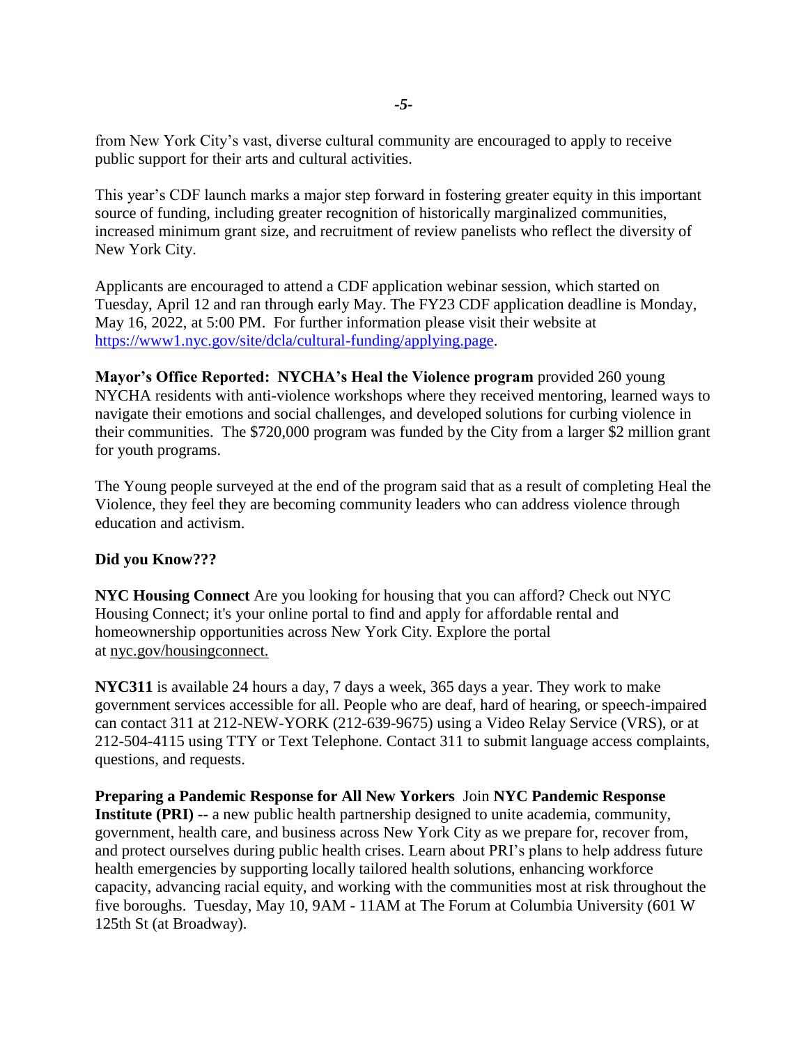from New York City's vast, diverse cultural community are encouraged to apply to receive public support for their arts and cultural activities.

This year's CDF launch marks a major step forward in fostering greater equity in this important source of funding, including greater recognition of historically marginalized communities, increased minimum grant size, and recruitment of review panelists who reflect the diversity of New York City.

Applicants are encouraged to attend a CDF application webinar session, which started on Tuesday, April 12 and ran through early May. The FY23 CDF application deadline is Monday, May 16, 2022, at 5:00 PM. For further information please visit their website at [https://www1.nyc.gov/site/dcla/cultural-funding/applying.page](https://www1.nyc.gov/site/dcla/cultural-funding/applying.page).

**Mayor's Office Reported: NYCHA's Heal the Violence program** provided 260 young NYCHA residents with anti-violence workshops where they received mentoring, learned ways to navigate their emotions and social challenges, and developed solutions for curbing violence in their communities. The $720,000 program was funded by the City from a larger $2 million grant for youth programs.

The Young people surveyed at the end of the program said that as a result of completing Heal the Violence, they feel they are becoming community leaders who can address violence through education and activism.

**Did you Know???**

**NYC Housing Connect** Are you looking for housing that you can afford? Check out NYC Housing Connect; it's your online portal to find and apply for affordable rental and homeownership opportunities across New York City. Explore the portal at nyc.gov/housingconnect.

**NYC311** is available 24 hours a day, 7 days a week, 365 days a year. They work to make government services accessible for all. People who are deaf, hard of hearing, or speech-impaired can contact 311 at 212-NEW-YORK (212-639-9675) using a Video Relay Service (VRS), or at 212-504-4115 using TTY or Text Telephone. Contact 311 to submit language access complaints, questions, and requests.

**Preparing a Pandemic Response for All New Yorkers** Join **NYC Pandemic Response Institute (PRI)** -- a new public health partnership designed to unite academia, community, government, health care, and business across New York City as we prepare for, recover from, and protect ourselves during public health crises. Learn about PRI's plans to help address future health emergencies by supporting locally tailored health solutions, enhancing workforce capacity, advancing racial equity, and working with the communities most at risk throughout the five boroughs. Tuesday, May 10, 9AM - 11AM at The Forum at Columbia University (601 W 125th St (at Broadway).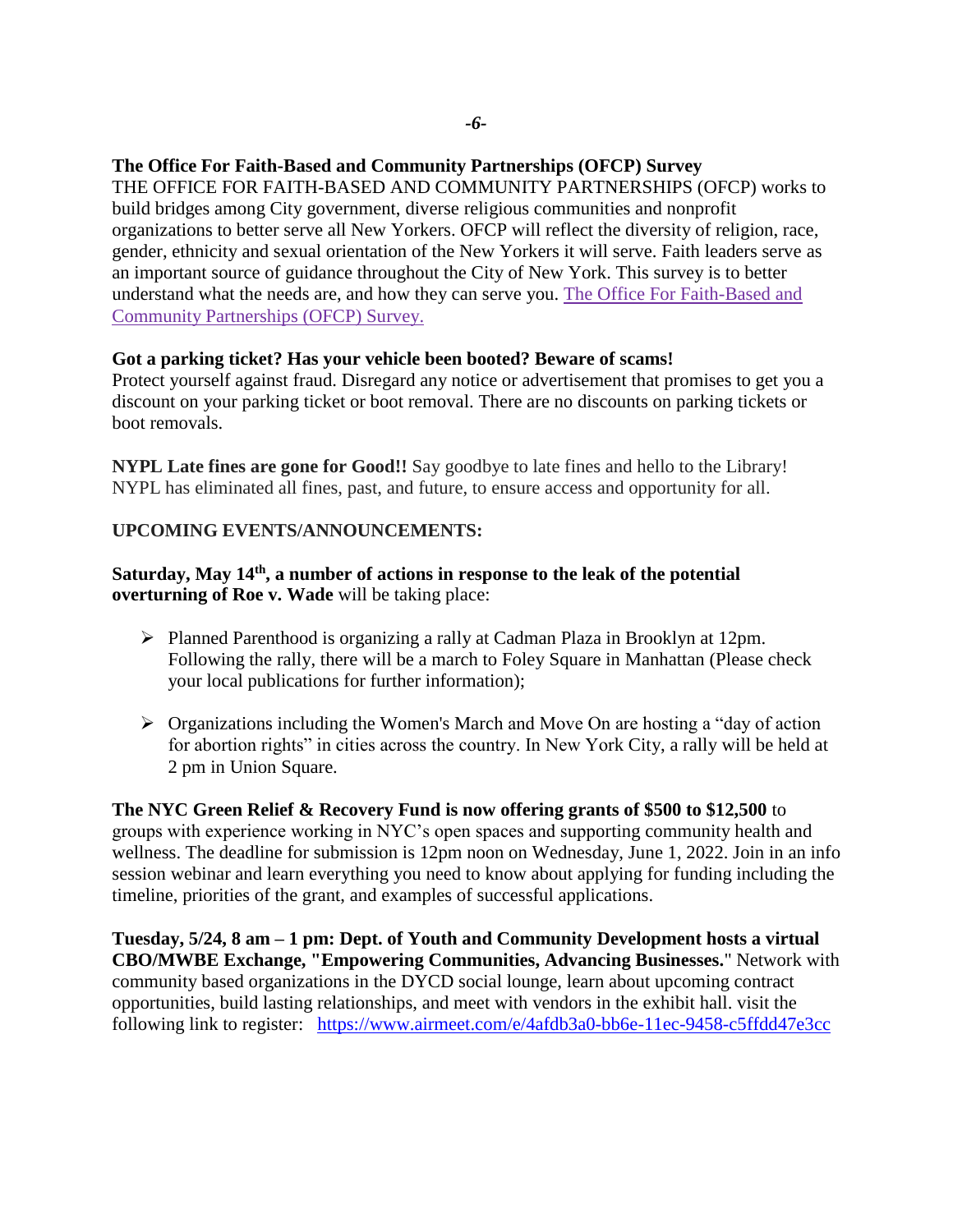**The Office For Faith-Based and Community Partnerships (OFCP) Survey**
THE OFFICE FOR FAITH-BASED AND COMMUNITY PARTNERSHIPS (OFCP) works to build bridges among City government, diverse religious communities and nonprofit organizations to better serve all New Yorkers. OFCP will reflect the diversity of religion, race, gender, ethnicity and sexual orientation of the New Yorkers it will serve. Faith leaders serve as an important source of guidance throughout the City of New York. This survey is to better understand what the needs are, and how they can serve you. The Office For Faith-Based and Community Partnerships (OFCP) Survey.

**Got a parking ticket? Has your vehicle been booted? Beware of scams!**
Protect yourself against fraud. Disregard any notice or advertisement that promises to get you a discount on your parking ticket or boot removal. There are no discounts on parking tickets or boot removals.

**NYPL Late fines are gone for Good!!** Say goodbye to late fines and hello to the Library! NYPL has eliminated all fines, past, and future, to ensure access and opportunity for all.

**UPCOMING EVENTS/ANNOUNCEMENTS:**

**Saturday, May 14th, a number of actions in response to the leak of the potential overturning of Roe v. Wade** will be taking place:

- Planned Parenthood is organizing a rally at Cadman Plaza in Brooklyn at 12pm. Following the rally, there will be a march to Foley Square in Manhattan (Please check your local publications for further information);
- Organizations including the Women's March and Move On are hosting a "day of action for abortion rights" in cities across the country. In New York City, a rally will be held at 2 pm in Union Square.

**The NYC Green Relief & Recovery Fund is now offering grants of $500 to $12,500** to groups with experience working in NYC's open spaces and supporting community health and wellness. The deadline for submission is 12pm noon on Wednesday, June 1, 2022. Join in an info session webinar and learn everything you need to know about applying for funding including the timeline, priorities of the grant, and examples of successful applications.

**Tuesday, 5/24, 8 am – 1 pm: Dept. of Youth and Community Development hosts a virtual CBO/MWBE Exchange, "Empowering Communities, Advancing Businesses."** Network with community based organizations in the DYCD social lounge, learn about upcoming contract opportunities, build lasting relationships, and meet with vendors in the exhibit hall. visit the following link to register: https://www.airmeet.com/e/4afdb3a0-bb6e-11ec-9458-c5ffdd47e3cc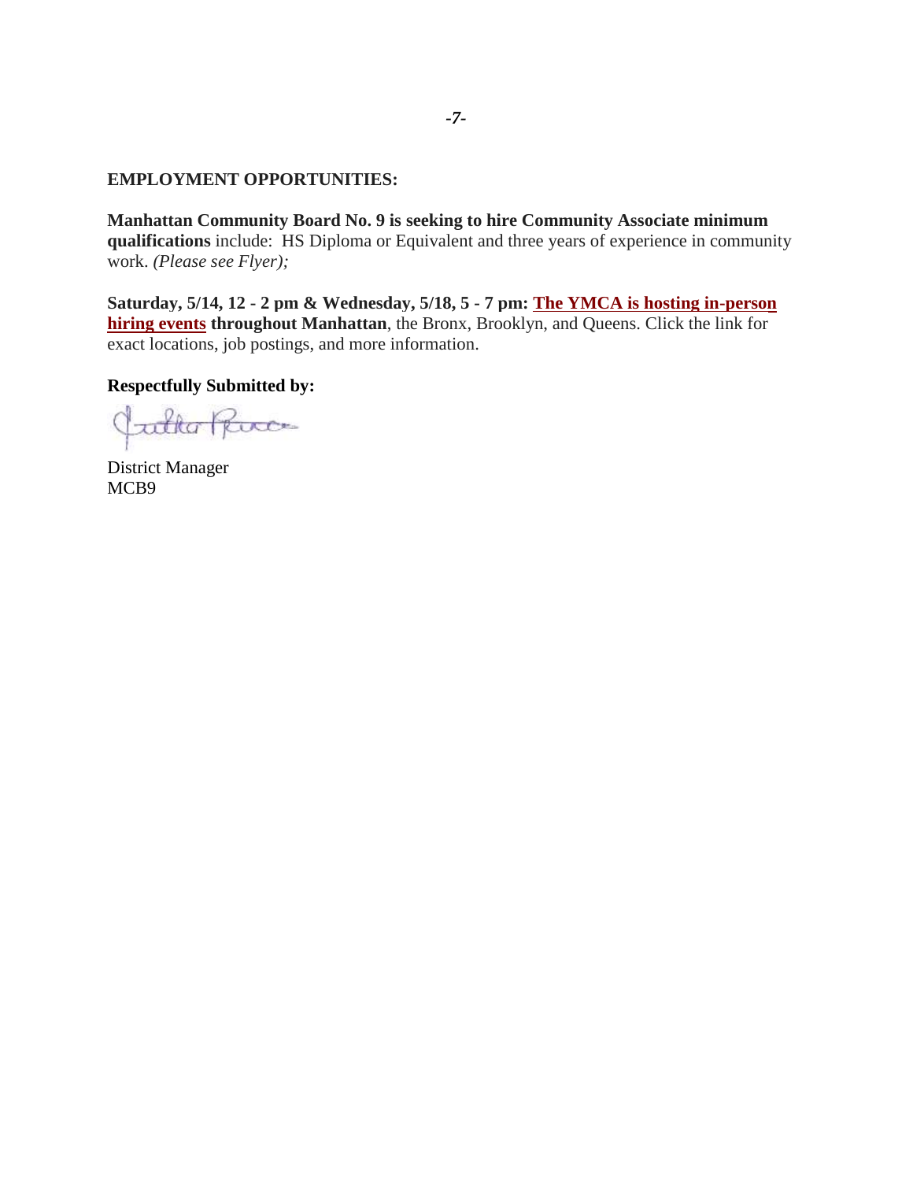**EMPLOYMENT OPPORTUNITIES:**

**Manhattan Community Board No. 9 is seeking to hire Community Associate minimum qualifications** include: HS Diploma or Equivalent and three years of experience in community work. *(Please see Flyer);*

**Saturday, 5/14, 12 - 2 pm & Wednesday, 5/18, 5 - 7 pm: The YMCA is hosting in-person hiring events throughout Manhattan**, the Bronx, Brooklyn, and Queens. Click the link for exact locations, job postings, and more information.

**Respectfully Submitted by:**

District Manager
MCB9